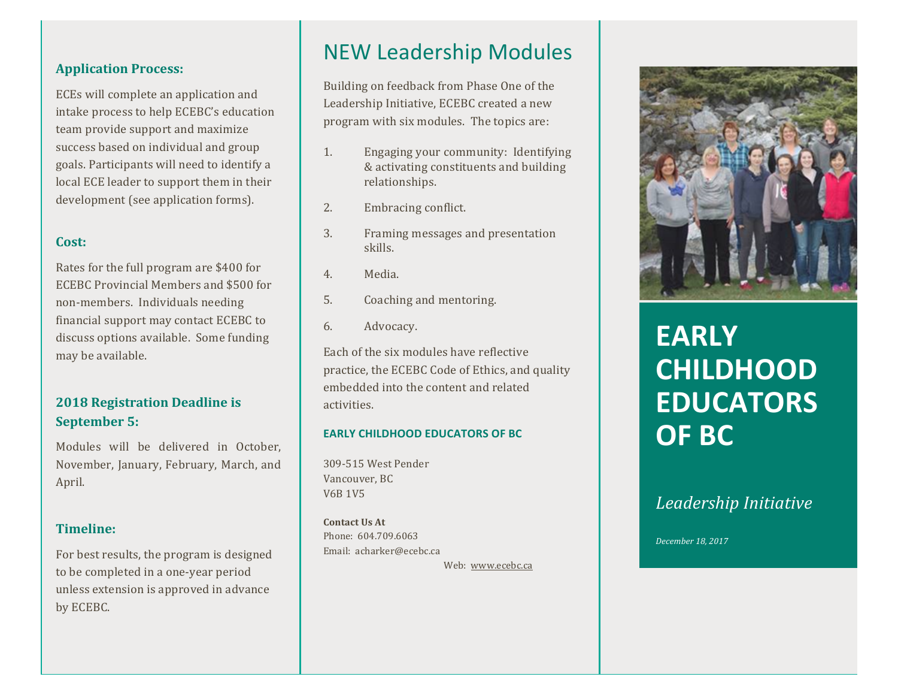### Application Process:

ECEs will complete an application and intake process to help ECEBC's education team provide support and maximize success based on individual and group goals. Participants will need to identify a local ECE leader to support them in their development (see application forms).

### Cost:

Rates for the full program are $400 for ECEBC Provincial Members and $500 for non-members. Individuals needing financial support may contact ECEBC to discuss options available. Some funding may be available.

### 2018 Registration Deadline is September 5:

Modules will be delivered in October, November, January, February, March, and April.

### Timeline:

For best results, the program is designed to be completed in a one-year period unless extension is approved in advance by ECEBC.

## NEW Leadership Modules

Building on feedback from Phase One of the Leadership Initiative, ECEBC created a new program with six modules. The topics are:

1. Engaging your community: Identifying & activating constituents and building relationships.
2. Embracing conflict.
3. Framing messages and presentation skills.
4. Media.
5. Coaching and mentoring.
6. Advocacy.

Each of the six modules have reflective practice, the ECEBC Code of Ethics, and quality embedded into the content and related activities.

**EARLY CHILDHOOD EDUCATORS OF BC**

309-515 West Pender
Vancouver, BC
V6B 1V5

**Contact Us At**
Phone: 604.709.6063
Email: acharker@ecebc.ca
Web: www.ecebc.ca

# EARLY CHILDHOOD EDUCATORS OF BC

*Leadership Initiative*

*December 18, 2017*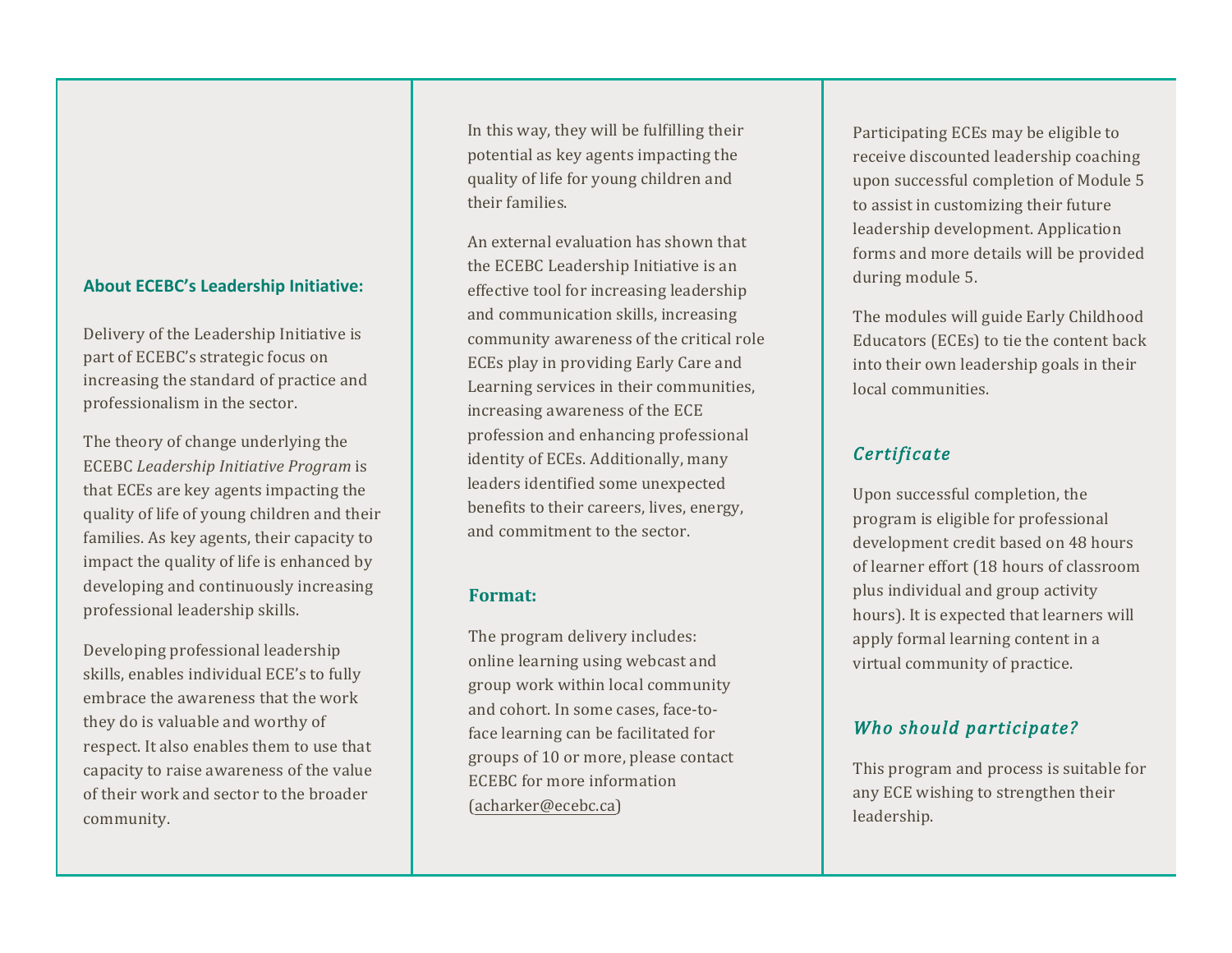## About ECEBC's Leadership Initiative:

Delivery of the Leadership Initiative is part of ECEBC's strategic focus on increasing the standard of practice and professionalism in the sector.

The theory of change underlying the ECEBC *Leadership Initiative Program* is that ECEs are key agents impacting the quality of life of young children and their families. As key agents, their capacity to impact the quality of life is enhanced by developing and continuously increasing professional leadership skills.

Developing professional leadership skills, enables individual ECE's to fully embrace the awareness that the work they do is valuable and worthy of respect. It also enables them to use that capacity to raise awareness of the value of their work and sector to the broader community.

In this way, they will be fulfilling their potential as key agents impacting the quality of life for young children and their families.

An external evaluation has shown that the ECEBC Leadership Initiative is an effective tool for increasing leadership and communication skills, increasing community awareness of the critical role ECEs play in providing Early Care and Learning services in their communities, increasing awareness of the ECE profession and enhancing professional identity of ECEs. Additionally, many leaders identified some unexpected benefits to their careers, lives, energy, and commitment to the sector.

## Format:

The program delivery includes: online learning using webcast and group work within local community and cohort. In some cases, face-to-face learning can be facilitated for groups of 10 or more, please contact ECEBC for more information (acharker@ecebc.ca)

Participating ECEs may be eligible to receive discounted leadership coaching upon successful completion of Module 5 to assist in customizing their future leadership development. Application forms and more details will be provided during module 5.

The modules will guide Early Childhood Educators (ECEs) to tie the content back into their own leadership goals in their local communities.

### *Certificate*

Upon successful completion, the program is eligible for professional development credit based on 48 hours of learner effort (18 hours of classroom plus individual and group activity hours). It is expected that learners will apply formal learning content in a virtual community of practice.

### *Who should participate?*

This program and process is suitable for any ECE wishing to strengthen their leadership.